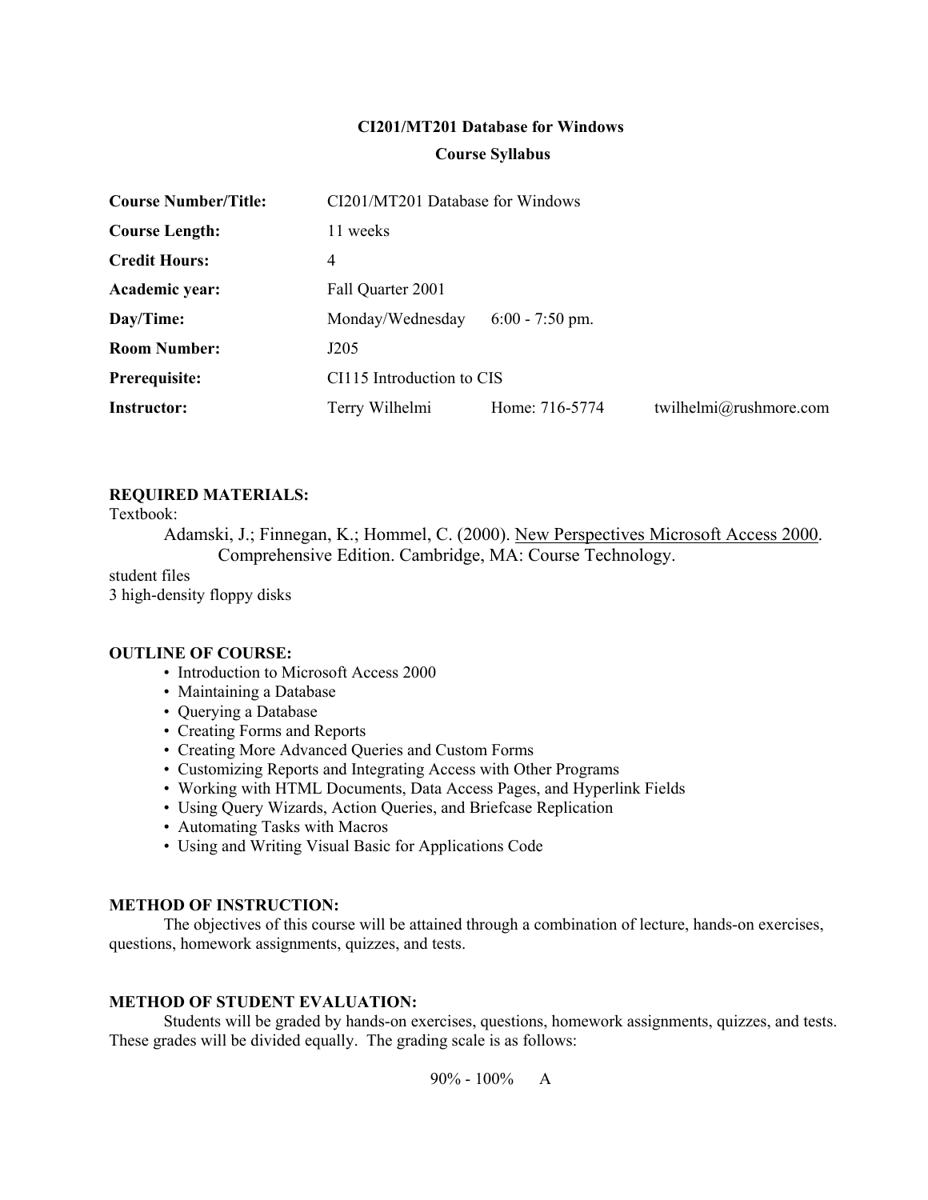**CI201/MT201 Database for Windows**

**Course Syllabus**

| | | | |
|---|---|---|---|
| **Course Number/Title:** | CI201/MT201 Database for Windows | | |
| **Course Length:** | 11 weeks | | |
| **Credit Hours:** | 4 | | |
| **Academic year:** | Fall Quarter 2001 | | |
| **Day/Time:** | Monday/Wednesday | 6:00 - 7:50 pm. | |
| **Room Number:** | J205 | | |
| **Prerequisite:** | CI115 Introduction to CIS | | |
| **Instructor:** | Terry Wilhelmi | Home: 716-5774 | twilhelmi@rushmore.com |

**REQUIRED MATERIALS:**

Textbook:

Adamski, J.; Finnegan, K.; Hommel, C. (2000). New Perspectives Microsoft Access 2000. Comprehensive Edition. Cambridge, MA: Course Technology.

student files

3 high-density floppy disks

**OUTLINE OF COURSE:**

- Introduction to Microsoft Access 2000
- Maintaining a Database
- Querying a Database
- Creating Forms and Reports
- Creating More Advanced Queries and Custom Forms
- Customizing Reports and Integrating Access with Other Programs
- Working with HTML Documents, Data Access Pages, and Hyperlink Fields
- Using Query Wizards, Action Queries, and Briefcase Replication
- Automating Tasks with Macros
- Using and Writing Visual Basic for Applications Code

**METHOD OF INSTRUCTION:**

The objectives of this course will be attained through a combination of lecture, hands-on exercises, questions, homework assignments, quizzes, and tests.

**METHOD OF STUDENT EVALUATION:**

Students will be graded by hands-on exercises, questions, homework assignments, quizzes, and tests. These grades will be divided equally. The grading scale is as follows:

90% - 100% A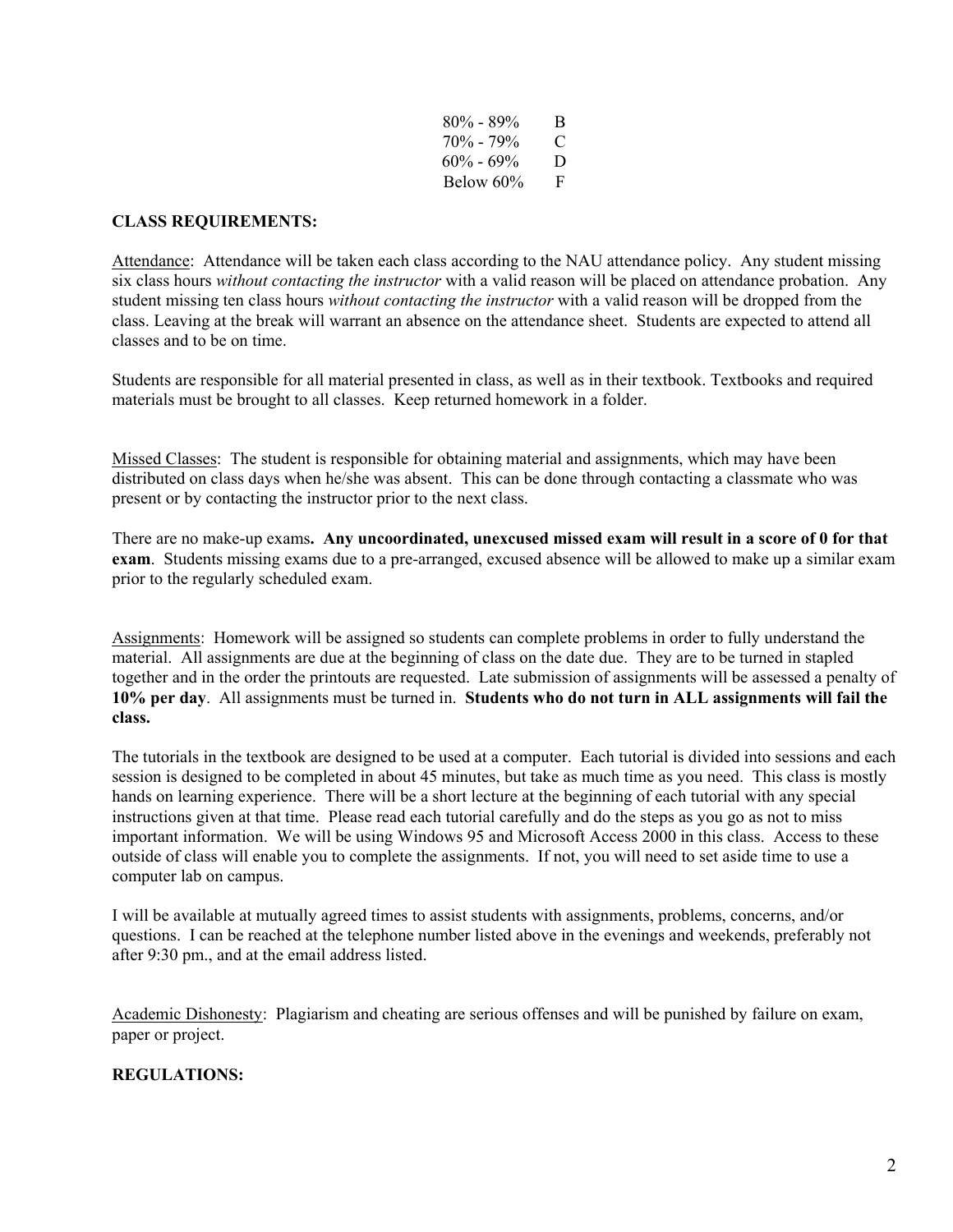| | |
|---|---|
| 80% - 89% | B |
| 70% - 79% | C |
| 60% - 69% | D |
| Below 60% | F |

**CLASS REQUIREMENTS:**

Attendance: Attendance will be taken each class according to the NAU attendance policy. Any student missing six class hours *without contacting the instructor* with a valid reason will be placed on attendance probation. Any student missing ten class hours *without contacting the instructor* with a valid reason will be dropped from the class. Leaving at the break will warrant an absence on the attendance sheet. Students are expected to attend all classes and to be on time.

Students are responsible for all material presented in class, as well as in their textbook. Textbooks and required materials must be brought to all classes. Keep returned homework in a folder.

Missed Classes: The student is responsible for obtaining material and assignments, which may have been distributed on class days when he/she was absent. This can be done through contacting a classmate who was present or by contacting the instructor prior to the next class.

There are no make-up exams**. Any uncoordinated, unexcused missed exam will result in a score of 0 for that exam**. Students missing exams due to a pre-arranged, excused absence will be allowed to make up a similar exam prior to the regularly scheduled exam.

Assignments: Homework will be assigned so students can complete problems in order to fully understand the material. All assignments are due at the beginning of class on the date due. They are to be turned in stapled together and in the order the printouts are requested. Late submission of assignments will be assessed a penalty of **10% per day**. All assignments must be turned in. **Students who do not turn in ALL assignments will fail the class.**

The tutorials in the textbook are designed to be used at a computer. Each tutorial is divided into sessions and each session is designed to be completed in about 45 minutes, but take as much time as you need. This class is mostly hands on learning experience. There will be a short lecture at the beginning of each tutorial with any special instructions given at that time. Please read each tutorial carefully and do the steps as you go as not to miss important information. We will be using Windows 95 and Microsoft Access 2000 in this class. Access to these outside of class will enable you to complete the assignments. If not, you will need to set aside time to use a computer lab on campus.

I will be available at mutually agreed times to assist students with assignments, problems, concerns, and/or questions. I can be reached at the telephone number listed above in the evenings and weekends, preferably not after 9:30 pm., and at the email address listed.

Academic Dishonesty: Plagiarism and cheating are serious offenses and will be punished by failure on exam, paper or project.

**REGULATIONS:**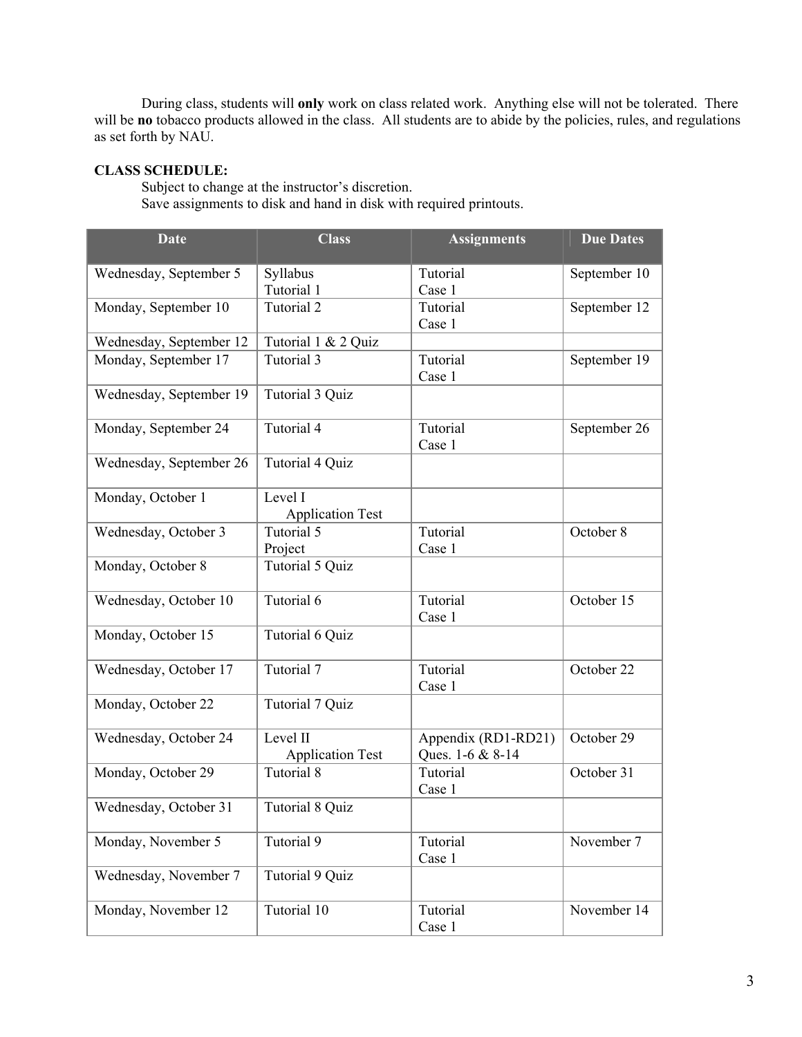During class, students will **only** work on class related work. Anything else will not be tolerated. There will be **no** tobacco products allowed in the class. All students are to abide by the policies, rules, and regulations as set forth by NAU.

**CLASS SCHEDULE:**

Subject to change at the instructor's discretion.
Save assignments to disk and hand in disk with required printouts.

| Date | Class | Assignments | Due Dates |
|---|---|---|---|
| Wednesday, September 5 | Syllabus<br>Tutorial 1 | Tutorial<br>Case 1 | September 10 |
| Monday, September 10 | Tutorial 2 | Tutorial<br>Case 1 | September 12 |
| Wednesday, September 12 | Tutorial 1 & 2 Quiz | | |
| Monday, September 17 | Tutorial 3 | Tutorial<br>Case 1 | September 19 |
| Wednesday, September 19 | Tutorial 3 Quiz | | |
| Monday, September 24 | Tutorial 4 | Tutorial<br>Case 1 | September 26 |
| Wednesday, September 26 | Tutorial 4 Quiz | | |
| Monday, October 1 | Level I<br>Application Test | | |
| Wednesday, October 3 | Tutorial 5<br>Project | Tutorial<br>Case 1 | October 8 |
| Monday, October 8 | Tutorial 5 Quiz | | |
| Wednesday, October 10 | Tutorial 6 | Tutorial<br>Case 1 | October 15 |
| Monday, October 15 | Tutorial 6 Quiz | | |
| Wednesday, October 17 | Tutorial 7 | Tutorial<br>Case 1 | October 22 |
| Monday, October 22 | Tutorial 7 Quiz | | |
| Wednesday, October 24 | Level II<br>Application Test | Appendix (RD1-RD21)<br>Ques. 1-6 & 8-14 | October 29 |
| Monday, October 29 | Tutorial 8 | Tutorial<br>Case 1 | October 31 |
| Wednesday, October 31 | Tutorial 8 Quiz | | |
| Monday, November 5 | Tutorial 9 | Tutorial<br>Case 1 | November 7 |
| Wednesday, November 7 | Tutorial 9 Quiz | | |
| Monday, November 12 | Tutorial 10 | Tutorial<br>Case 1 | November 14 |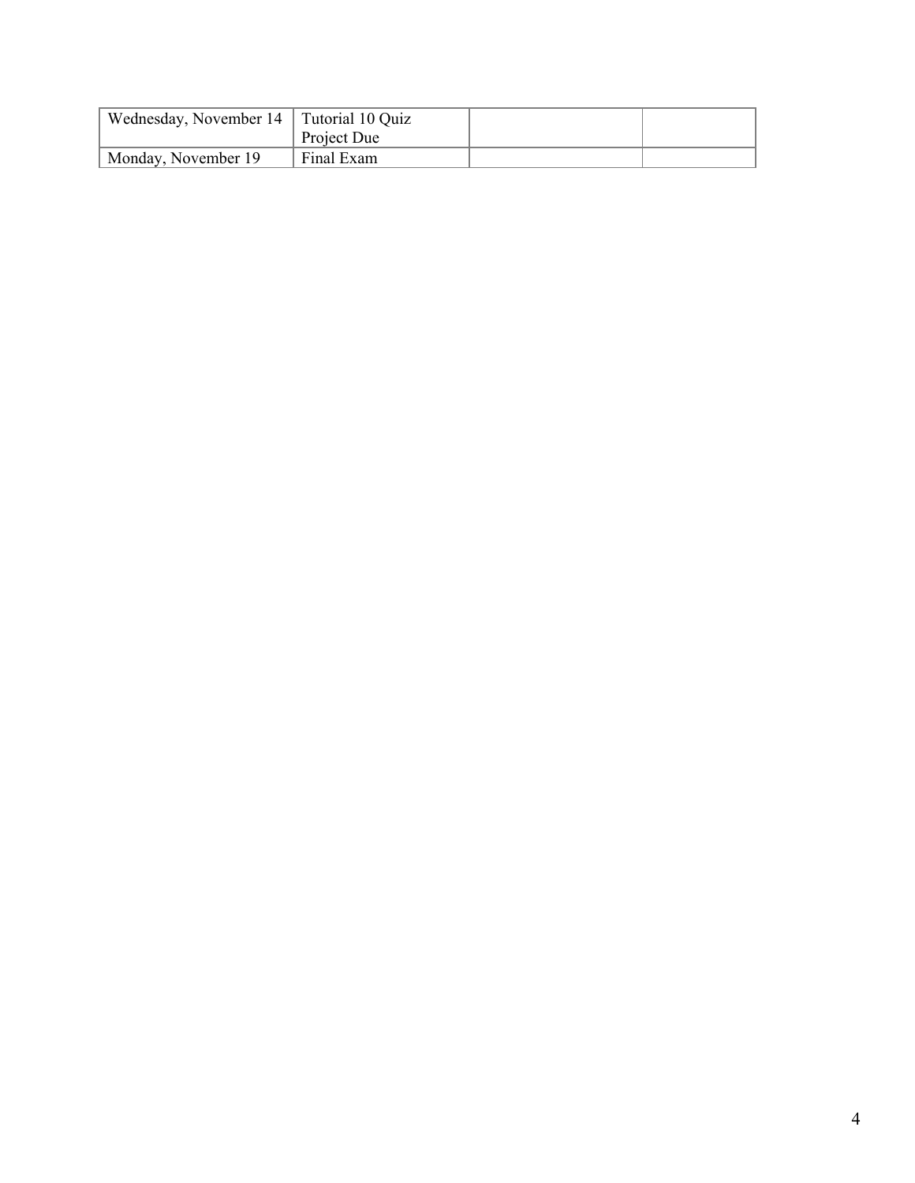| | | | |
|---|---|---|---|
| Wednesday, November 14 | Tutorial 10 Quiz<br>Project Due | | |
| Monday, November 19 | Final Exam | | |